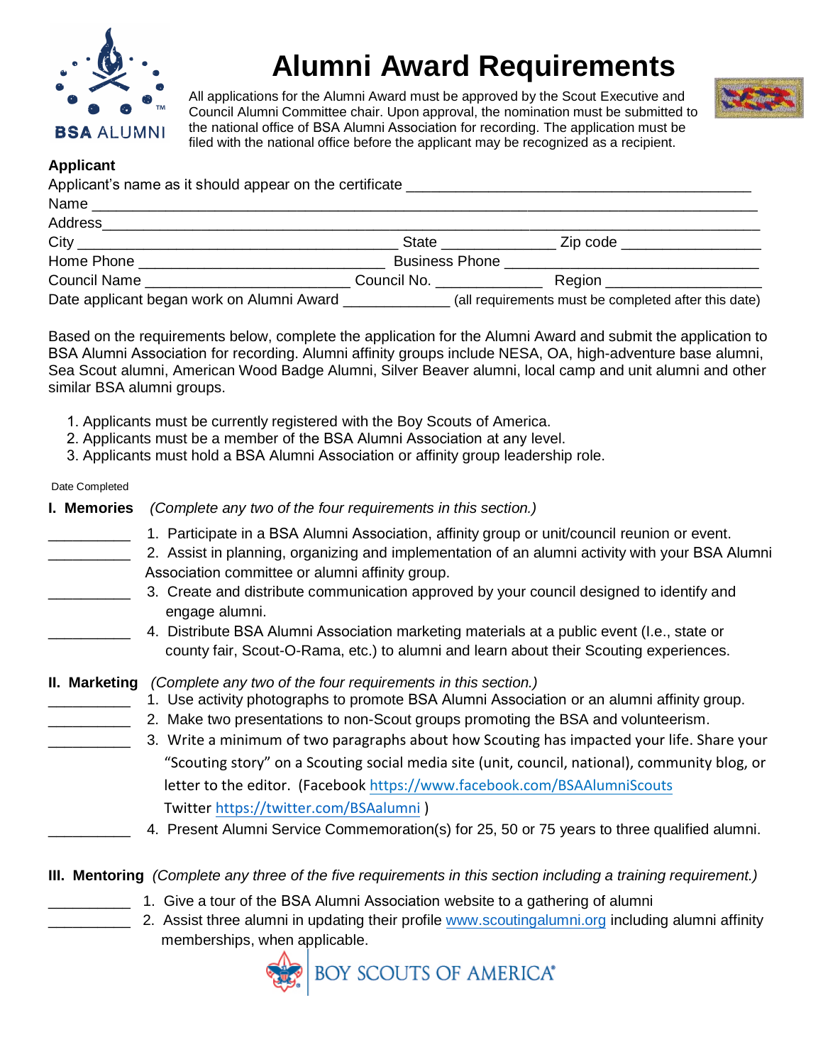# Alumni Award Requirements

All applications for the Alumni Award must be approved by the Scout Executive and Council Alumni Committee chair. Upon approval, the nomination must be submitted to the national office of BSA Alumni Association for recording. The application must be filed with the national office before the applicant may be recognized as a recipient.

**Applicant**

Applicant's name as it should appear on the certificate ________________________________________

Name ______________________________________________________________________________

Address_____________________________________________________________________________

City ____________________________________ State ______________ Zip code ________________

Home Phone ____________________________ Business Phone ________________________________

Council Name __________________________ Council No. _____________ Region __________________

Date applicant began work on Alumni Award _____________ (all requirements must be completed after this date)

Based on the requirements below, complete the application for the Alumni Award and submit the application to BSA Alumni Association for recording. Alumni affinity groups include NESA, OA, high-adventure base alumni, Sea Scout alumni, American Wood Badge Alumni, Silver Beaver alumni, local camp and unit alumni and other similar BSA alumni groups.

1. Applicants must be currently registered with the Boy Scouts of America.
2. Applicants must be a member of the BSA Alumni Association at any level.
3. Applicants must hold a BSA Alumni Association or affinity group leadership role.

Date Completed

**I. Memories** *(Complete any two of the four requirements in this section.)*

__________ 1. Participate in a BSA Alumni Association, affinity group or unit/council reunion or event.

__________ 2. Assist in planning, organizing and implementation of an alumni activity with your BSA Alumni Association committee or alumni affinity group.

__________ 3. Create and distribute communication approved by your council designed to identify and engage alumni.

__________ 4. Distribute BSA Alumni Association marketing materials at a public event (I.e., state or county fair, Scout-O-Rama, etc.) to alumni and learn about their Scouting experiences.

**II. Marketing** *(Complete any two of the four requirements in this section.)*

__________ 1. Use activity photographs to promote BSA Alumni Association or an alumni affinity group.

__________ 2. Make two presentations to non-Scout groups promoting the BSA and volunteerism.

__________ 3. Write a minimum of two paragraphs about how Scouting has impacted your life. Share your "Scouting story" on a Scouting social media site (unit, council, national), community blog, or letter to the editor. (Facebook https://www.facebook.com/BSAAlumniScouts Twitter https://twitter.com/BSAalumni )

__________ 4. Present Alumni Service Commemoration(s) for 25, 50 or 75 years to three qualified alumni.

**III. Mentoring** *(Complete any three of the five requirements in this section including a training requirement.)*

__________ 1. Give a tour of the BSA Alumni Association website to a gathering of alumni

__________ 2. Assist three alumni in updating their profile www.scoutingalumni.org including alumni affinity memberships, when applicable.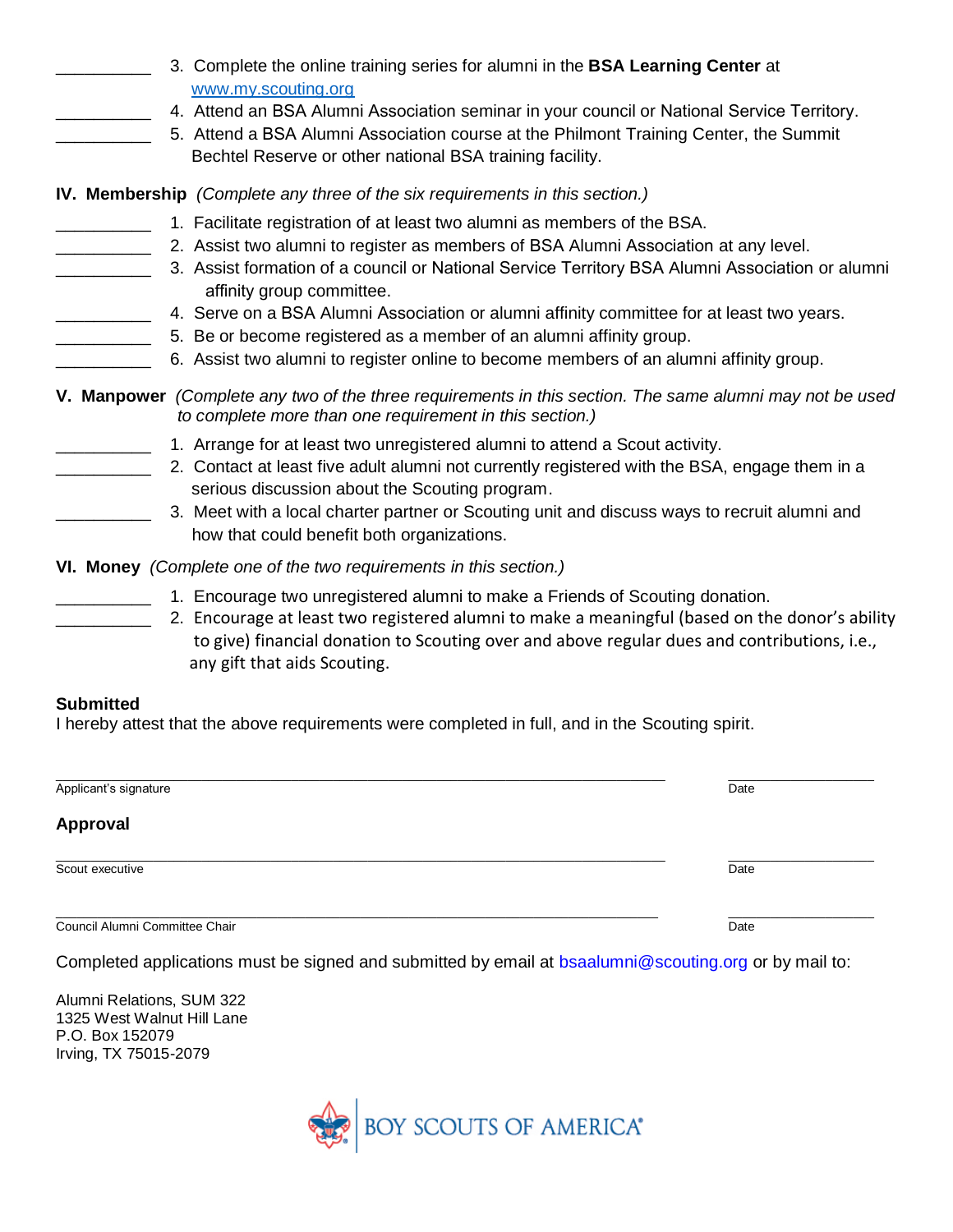__________ 3. Complete the online training series for alumni in the **BSA Learning Center** at [www.my.scouting.org](http://www.my.scouting.org)

__________ 4. Attend an BSA Alumni Association seminar in your council or National Service Territory.

__________ 5. Attend a BSA Alumni Association course at the Philmont Training Center, the Summit Bechtel Reserve or other national BSA training facility.

**IV. Membership** *(Complete any three of the six requirements in this section.)*

__________ 1. Facilitate registration of at least two alumni as members of the BSA.

__________ 2. Assist two alumni to register as members of BSA Alumni Association at any level.

__________ 3. Assist formation of a council or National Service Territory BSA Alumni Association or alumni affinity group committee.

__________ 4. Serve on a BSA Alumni Association or alumni affinity committee for at least two years.

__________ 5. Be or become registered as a member of an alumni affinity group.

__________ 6. Assist two alumni to register online to become members of an alumni affinity group.

**V. Manpower** *(Complete any two of the three requirements in this section. The same alumni may not be used to complete more than one requirement in this section.)*

__________ 1. Arrange for at least two unregistered alumni to attend a Scout activity.

__________ 2. Contact at least five adult alumni not currently registered with the BSA, engage them in a serious discussion about the Scouting program.

__________ 3. Meet with a local charter partner or Scouting unit and discuss ways to recruit alumni and how that could benefit both organizations.

**VI. Money** *(Complete one of the two requirements in this section.)*

__________ 1. Encourage two unregistered alumni to make a Friends of Scouting donation.

__________ 2. Encourage at least two registered alumni to make a meaningful (based on the donor's ability to give) financial donation to Scouting over and above regular dues and contributions, i.e., any gift that aids Scouting.

**Submitted**

I hereby attest that the above requirements were completed in full, and in the Scouting spirit.

______________________________________________ ______________

Applicant's signature Date

**Approval**

______________________________________________ ______________

Scout executive Date

______________________________________________ ______________

Council Alumni Committee Chair Date

Completed applications must be signed and submitted by email at bsaalumni@scouting.org or by mail to:

Alumni Relations, SUM 322
1325 West Walnut Hill Lane
P.O. Box 152079
Irving, TX 75015-2079

BOY SCOUTS OF AMERICA®